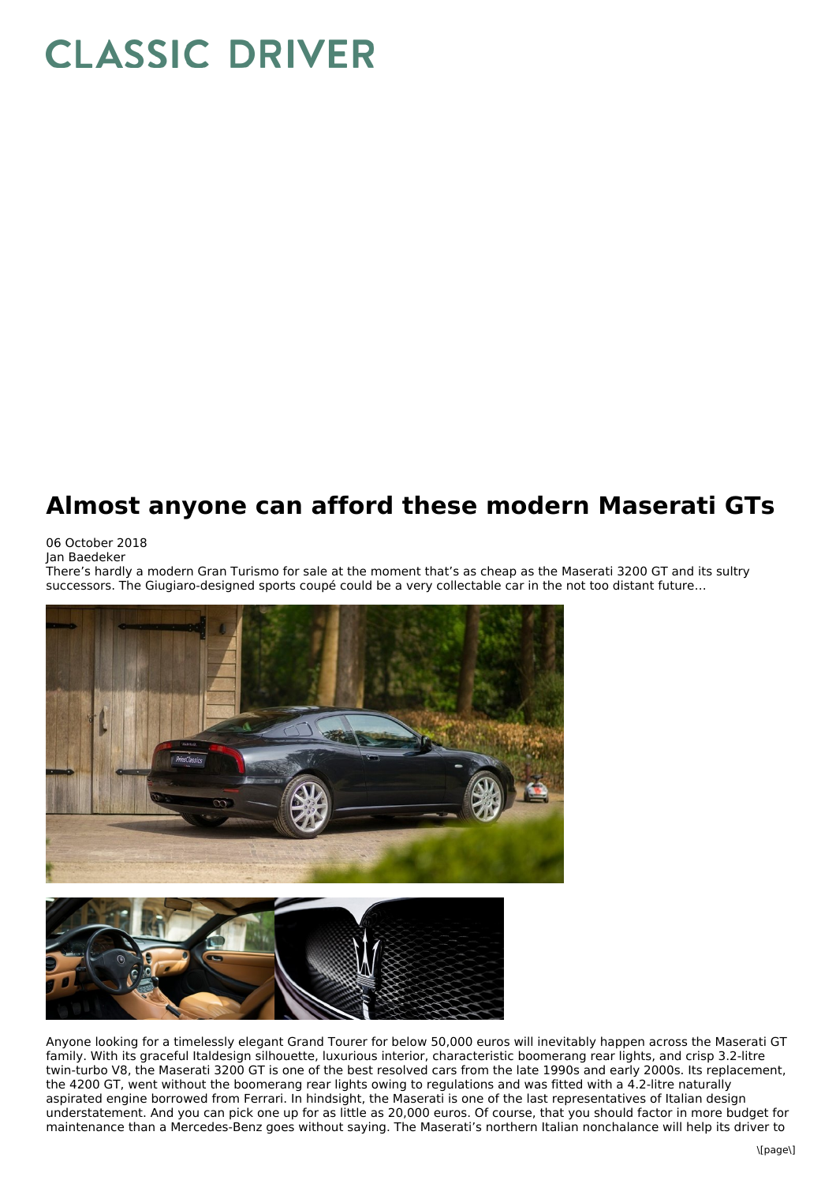# Almost anyone can afford these modern Maserati GTs

06 October 2018
Jan Baedeker

There's hardly a modern Gran Turismo for sale at the moment that's as cheap as the Maserati 3200 GT and its sultry successors. The Giugiaro-designed sports coupé could be a very collectable car in the not too distant future…

Anyone looking for a timelessly elegant Grand Tourer for below 50,000 euros will inevitably happen across the Maserati GT family. With its graceful Italdesign silhouette, luxurious interior, characteristic boomerang rear lights, and crisp 3.2-litre twin-turbo V8, the Maserati 3200 GT is one of the best resolved cars from the late 1990s and early 2000s. Its replacement, the 4200 GT, went without the boomerang rear lights owing to regulations and was fitted with a 4.2-litre naturally aspirated engine borrowed from Ferrari. In hindsight, the Maserati is one of the last representatives of Italian design understatement. And you can pick one up for as little as 20,000 euros. Of course, that you should factor in more budget for maintenance than a Mercedes-Benz goes without saying. The Maserati's northern Italian nonchalance will help its driver to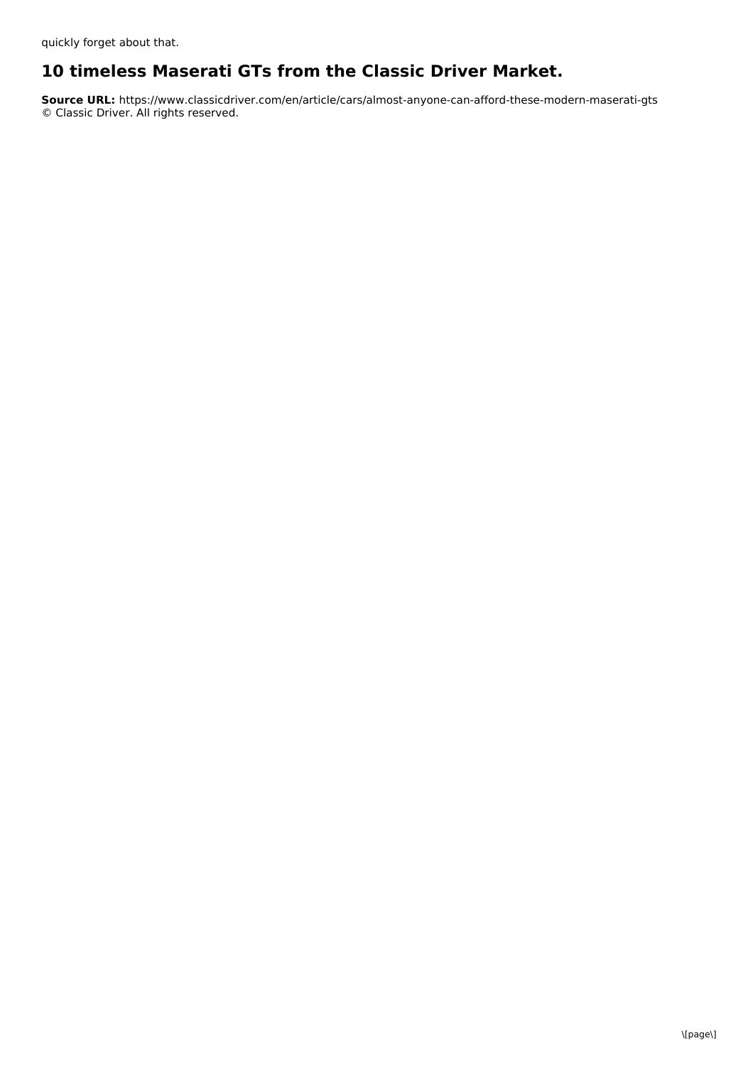quickly forget about that.

## 10 timeless Maserati GTs from the Classic Driver Market.

**Source URL:** https://www.classicdriver.com/en/article/cars/almost-anyone-can-afford-these-modern-maserati-gts
© Classic Driver. All rights reserved.